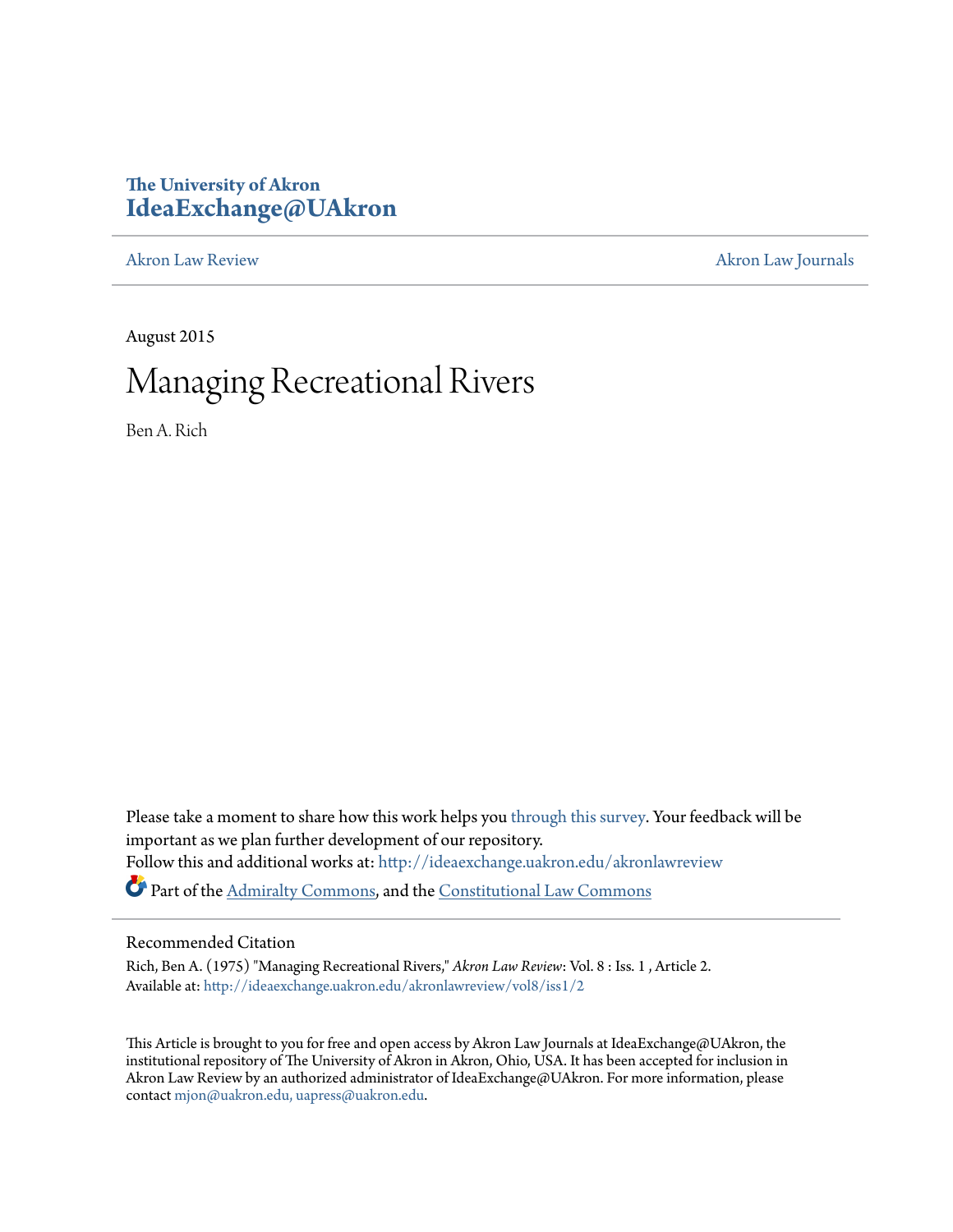The University of Akron
**IdeaExchange@UAkron**

Akron Law Review | Akron Law Journals

August 2015

# Managing Recreational Rivers

Ben A. Rich

Please take a moment to share how this work helps you through this survey. Your feedback will be important as we plan further development of our repository.
Follow this and additional works at: http://ideaexchange.uakron.edu/akronlawreview

Part of the Admiralty Commons, and the Constitutional Law Commons

## Recommended Citation

Rich, Ben A. (1975) "Managing Recreational Rivers," *Akron Law Review*: Vol. 8 : Iss. 1 , Article 2.
Available at: http://ideaexchange.uakron.edu/akronlawreview/vol8/iss1/2

This Article is brought to you for free and open access by Akron Law Journals at IdeaExchange@UAkron, the institutional repository of The University of Akron in Akron, Ohio, USA. It has been accepted for inclusion in Akron Law Review by an authorized administrator of IdeaExchange@UAkron. For more information, please contact mjon@uakron.edu, uapress@uakron.edu.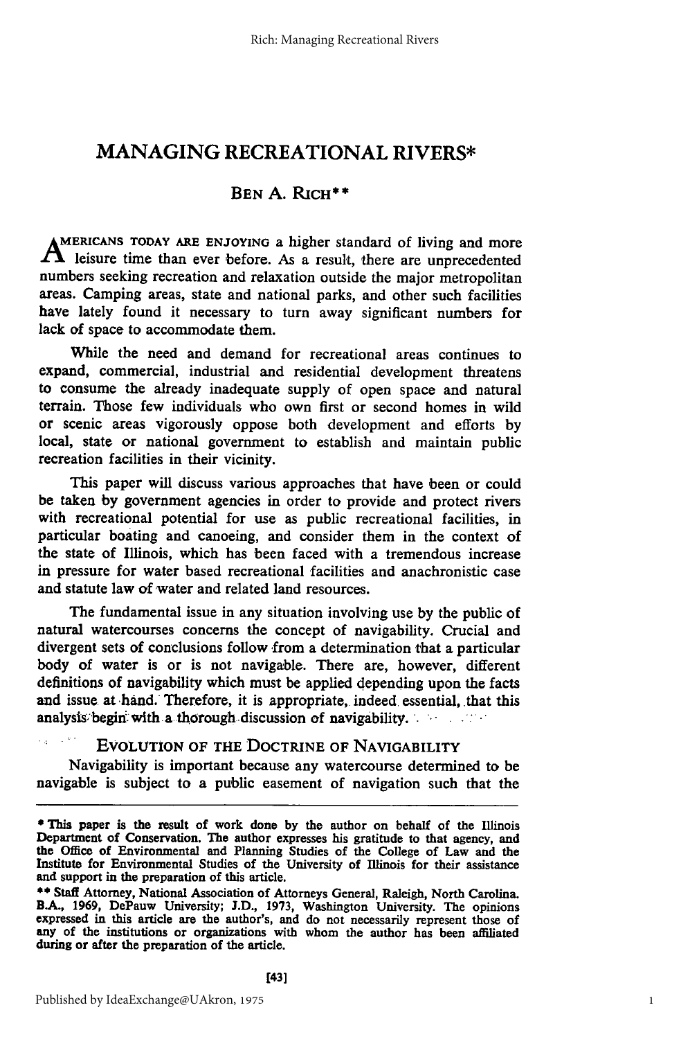# MANAGING RECREATIONAL RIVERS*

BEN A. RICH**

AMERICANS TODAY ARE ENJOYING a higher standard of living and more leisure time than ever before. As a result, there are unprecedented numbers seeking recreation and relaxation outside the major metropolitan areas. Camping areas, state and national parks, and other such facilities have lately found it necessary to turn away significant numbers for lack of space to accommodate them.

While the need and demand for recreational areas continues to expand, commercial, industrial and residential development threatens to consume the already inadequate supply of open space and natural terrain. Those few individuals who own first or second homes in wild or scenic areas vigorously oppose both development and efforts by local, state or national government to establish and maintain public recreation facilities in their vicinity.

This paper will discuss various approaches that have been or could be taken by government agencies in order to provide and protect rivers with recreational potential for use as public recreational facilities, in particular boating and canoeing, and consider them in the context of the state of Illinois, which has been faced with a tremendous increase in pressure for water based recreational facilities and anachronistic case and statute law of water and related land resources.

The fundamental issue in any situation involving use by the public of natural watercourses concerns the concept of navigability. Crucial and divergent sets of conclusions follow from a determination that a particular body of water is or is not navigable. There are, however, different definitions of navigability which must be applied depending upon the facts and issue at hand. Therefore, it is appropriate, indeed essential, that this analysis begin with a thorough discussion of navigability.

## EVOLUTION OF THE DOCTRINE OF NAVIGABILITY

Navigability is important because any watercourse determined to be navigable is subject to a public easement of navigation such that the

---

* This paper is the result of work done by the author on behalf of the Illinois Department of Conservation. The author expresses his gratitude to that agency, and the Office of Environmental and Planning Studies of the College of Law and the Institute for Environmental Studies of the University of Illinois for their assistance and support in the preparation of this article.

** Staff Attorney, National Association of Attorneys General, Raleigh, North Carolina. B.A., 1969, DePauw University; J.D., 1973, Washington University. The opinions expressed in this article are the author's, and do not necessarily represent those of any of the institutions or organizations with whom the author has been affiliated during or after the preparation of the article.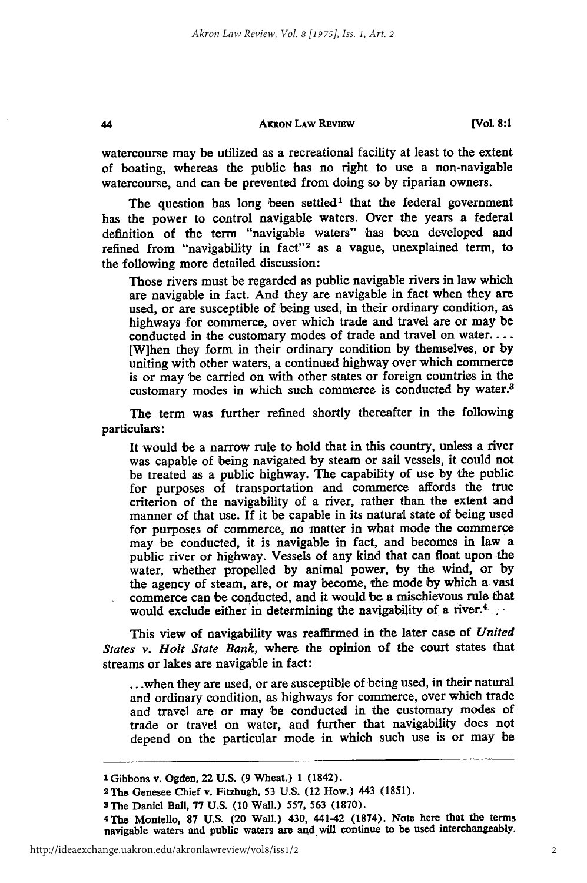watercourse may be utilized as a recreational facility at least to the extent of boating, whereas the public has no right to use a non-navigable watercourse, and can be prevented from doing so by riparian owners.

The question has long been settled[1] that the federal government has the power to control navigable waters. Over the years a federal definition of the term "navigable waters" has been developed and refined from "navigability in fact"[2] as a vague, unexplained term, to the following more detailed discussion:

> Those rivers must be regarded as public navigable rivers in law which are navigable in fact. And they are navigable in fact when they are used, or are susceptible of being used, in their ordinary condition, as highways for commerce, over which trade and travel are or may be conducted in the customary modes of trade and travel on water. . . . [W]hen they form in their ordinary condition by themselves, or by uniting with other waters, a continued highway over which commerce is or may be carried on with other states or foreign countries in the customary modes in which such commerce is conducted by water.[3]

The term was further refined shortly thereafter in the following particulars:

> It would be a narrow rule to hold that in this country, unless a river was capable of being navigated by steam or sail vessels, it could not be treated as a public highway. The capability of use by the public for purposes of transportation and commerce affords the true criterion of the navigability of a river, rather than the extent and manner of that use. If it be capable in its natural state of being used for purposes of commerce, no matter in what mode the commerce may be conducted, it is navigable in fact, and becomes in law a public river or highway. Vessels of any kind that can float upon the water, whether propelled by animal power, by the wind, or by the agency of steam, are, or may become, the mode by which a vast commerce can be conducted, and it would be a mischievous rule that would exclude either in determining the navigability of a river.[4]

This view of navigability was reaffirmed in the later case of *United States v. Holt State Bank*, where the opinion of the court states that streams or lakes are navigable in fact:

> . . .when they are used, or are susceptible of being used, in their natural and ordinary condition, as highways for commerce, over which trade and travel are or may be conducted in the customary modes of trade or travel on water, and further that navigability does not depend on the particular mode in which such use is or may be

---

[1] Gibbons v. Ogden, 22 U.S. (9 Wheat.) 1 (1842).

[2] The Genesee Chief v. Fitzhugh, 53 U.S. (12 How.) 443 (1851).

[3] The Daniel Ball, 77 U.S. (10 Wall.) 557, 563 (1870).

[4] The Montello, 87 U.S. (20 Wall.) 430, 441-42 (1874). Note here that the terms navigable waters and public waters are and will continue to be used interchangeably.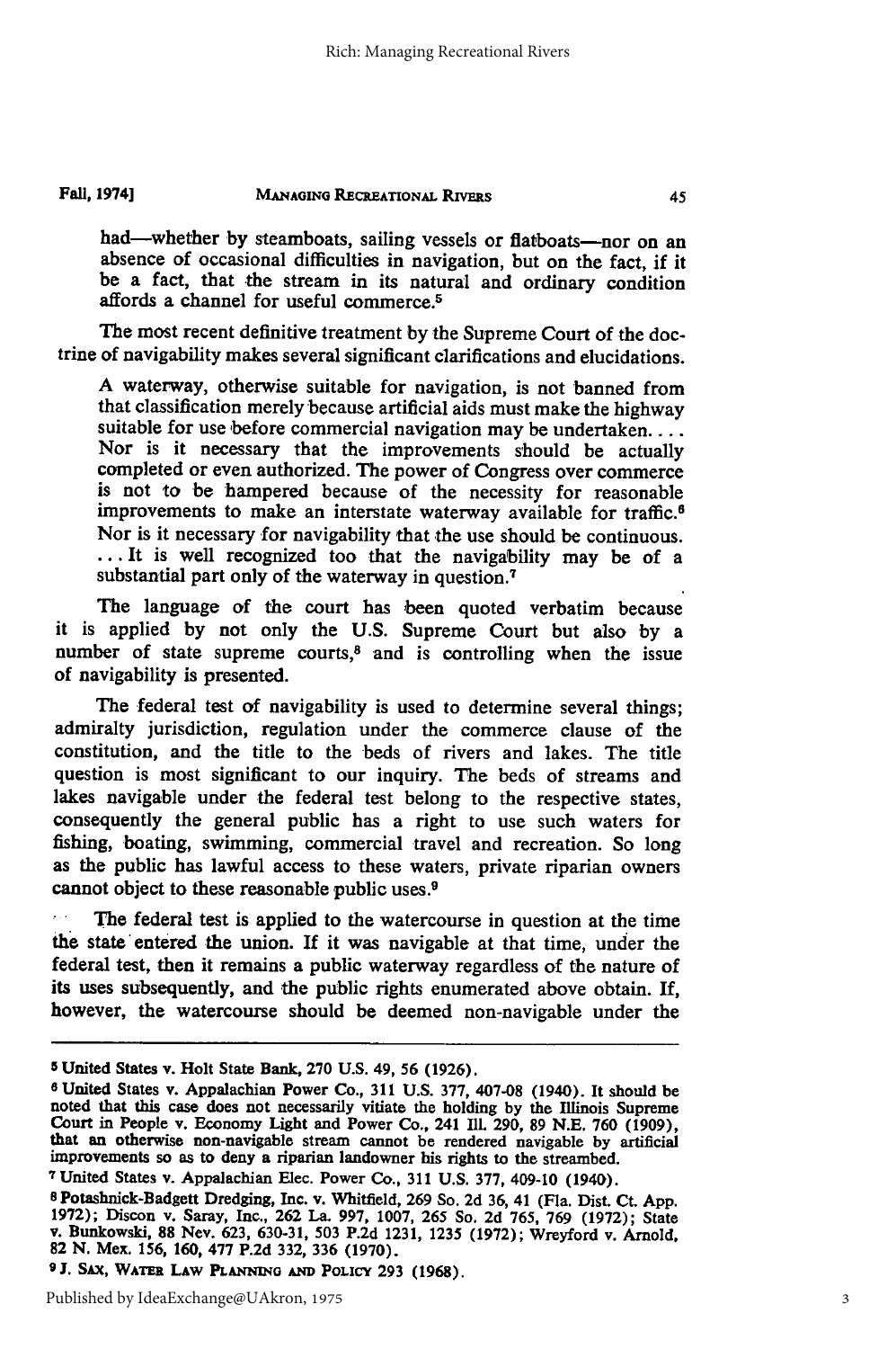> had—whether by steamboats, sailing vessels or flatboats—nor on an absence of occasional difficulties in navigation, but on the fact, if it be a fact, that the stream in its natural and ordinary condition affords a channel for useful commerce.[5]

The most recent definitive treatment by the Supreme Court of the doctrine of navigability makes several significant clarifications and elucidations.

> A waterway, otherwise suitable for navigation, is not banned from that classification merely because artificial aids must make the highway suitable for use before commercial navigation may be undertaken. . . . Nor is it necessary that the improvements should be actually completed or even authorized. The power of Congress over commerce is not to be hampered because of the necessity for reasonable improvements to make an interstate waterway available for traffic.[6] Nor is it necessary for navigability that the use should be continuous. . . . It is well recognized too that the navigability may be of a substantial part only of the waterway in question.[7]

The language of the court has been quoted verbatim because it is applied by not only the U.S. Supreme Court but also by a number of state supreme courts,[8] and is controlling when the issue of navigability is presented.

The federal test of navigability is used to determine several things; admiralty jurisdiction, regulation under the commerce clause of the constitution, and the title to the beds of rivers and lakes. The title question is most significant to our inquiry. The beds of streams and lakes navigable under the federal test belong to the respective states, consequently the general public has a right to use such waters for fishing, boating, swimming, commercial travel and recreation. So long as the public has lawful access to these waters, private riparian owners cannot object to these reasonable public uses.[9]

The federal test is applied to the watercourse in question at the time the state entered the union. If it was navigable at that time, under the federal test, then it remains a public waterway regardless of the nature of its uses subsequently, and the public rights enumerated above obtain. If, however, the watercourse should be deemed non-navigable under the

---

[5] United States v. Holt State Bank, 270 U.S. 49, 56 (1926).

[6] United States v. Appalachian Power Co., 311 U.S. 377, 407-08 (1940). It should be noted that this case does not necessarily vitiate the holding by the Illinois Supreme Court in People v. Economy Light and Power Co., 241 Ill. 290, 89 N.E. 760 (1909), that an otherwise non-navigable stream cannot be rendered navigable by artificial improvements so as to deny a riparian landowner his rights to the streambed.

[7] United States v. Appalachian Elec. Power Co., 311 U.S. 377, 409-10 (1940).

[8] Potashnick-Badgett Dredging, Inc. v. Whitfield, 269 So. 2d 36, 41 (Fla. Dist. Ct. App. 1972); Discon v. Saray, Inc., 262 La. 997, 1007, 265 So. 2d 765, 769 (1972); State v. Bunkowski, 88 Nev. 623, 630-31, 503 P.2d 1231, 1235 (1972); Wreyford v. Arnold, 82 N. Mex. 156, 160, 477 P.2d 332, 336 (1970).

[9] J. SAX, WATER LAW PLANNING AND POLICY 293 (1968).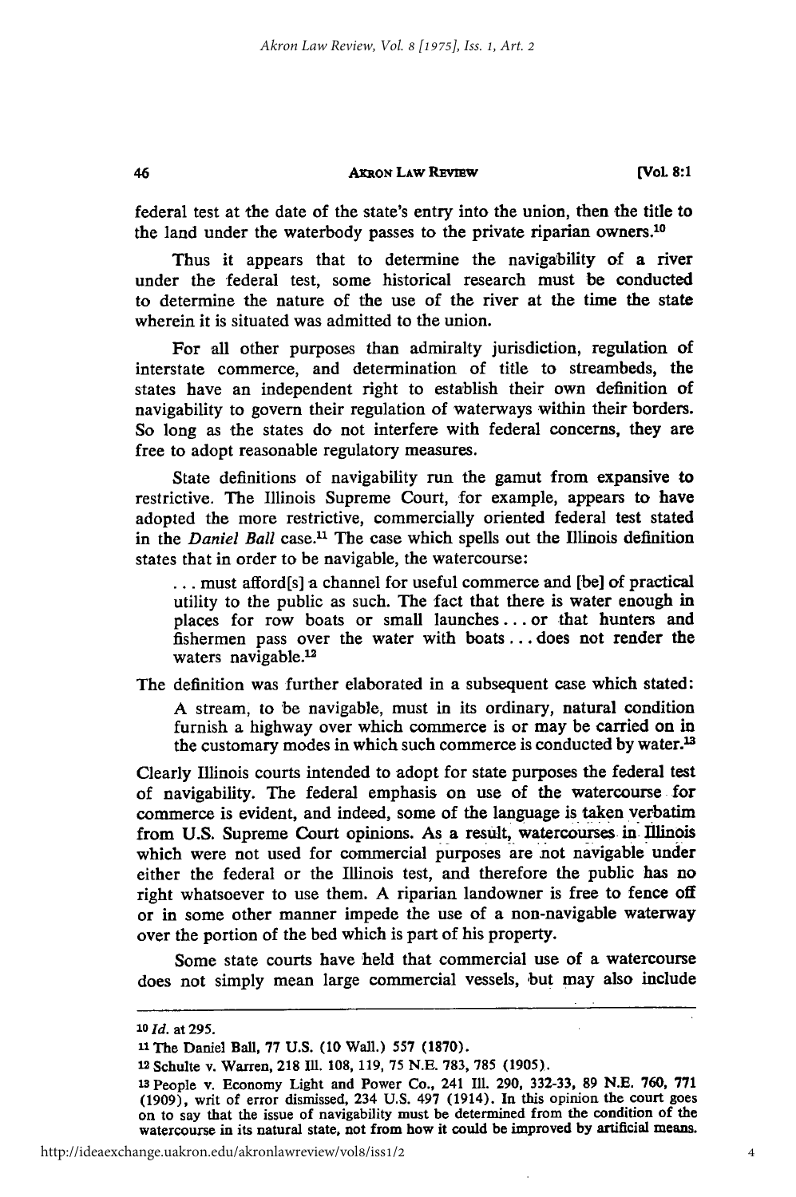federal test at the date of the state's entry into the union, then the title to the land under the waterbody passes to the private riparian owners.[10]

Thus it appears that to determine the navigability of a river under the federal test, some historical research must be conducted to determine the nature of the use of the river at the time the state wherein it is situated was admitted to the union.

For all other purposes than admiralty jurisdiction, regulation of interstate commerce, and determination of title to streambeds, the states have an independent right to establish their own definition of navigability to govern their regulation of waterways within their borders. So long as the states do not interfere with federal concerns, they are free to adopt reasonable regulatory measures.

State definitions of navigability run the gamut from expansive to restrictive. The Illinois Supreme Court, for example, appears to have adopted the more restrictive, commercially oriented federal test stated in the *Daniel Ball* case.[11] The case which spells out the Illinois definition states that in order to be navigable, the watercourse:

> . . . must afford[s] a channel for useful commerce and [be] of practical utility to the public as such. The fact that there is water enough in places for row boats or small launches . . . or that hunters and fishermen pass over the water with boats . . . does not render the waters navigable.[12]

The definition was further elaborated in a subsequent case which stated:

> A stream, to be navigable, must in its ordinary, natural condition furnish a highway over which commerce is or may be carried on in the customary modes in which such commerce is conducted by water.[13]

Clearly Illinois courts intended to adopt for state purposes the federal test of navigability. The federal emphasis on use of the watercourse for commerce is evident, and indeed, some of the language is taken verbatim from U.S. Supreme Court opinions. As a result, watercourses in Illinois which were not used for commercial purposes are not navigable under either the federal or the Illinois test, and therefore the public has no right whatsoever to use them. A riparian landowner is free to fence off or in some other manner impede the use of a non-navigable waterway over the portion of the bed which is part of his property.

Some state courts have held that commercial use of a watercourse does not simply mean large commercial vessels, but may also include

---

[10] *Id.* at 295.

[11] The Daniel Ball, 77 U.S. (10 Wall.) 557 (1870).

[12] Schulte v. Warren, 218 Ill. 108, 119, 75 N.E. 783, 785 (1905).

[13] People v. Economy Light and Power Co., 241 Ill. 290, 332-33, 89 N.E. 760, 771 (1909), writ of error dismissed, 234 U.S. 497 (1914). In this opinion the court goes on to say that the issue of navigability must be determined from the condition of the watercourse in its natural state, not from how it could be improved by artificial means.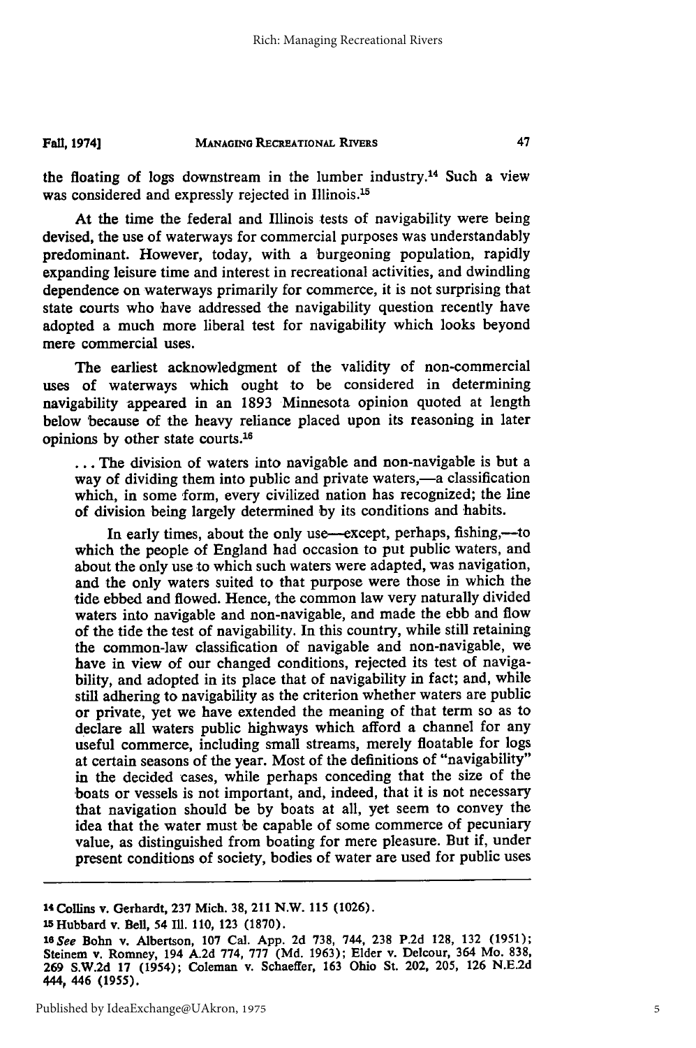the floating of logs downstream in the lumber industry.[14] Such a view was considered and expressly rejected in Illinois.[15]

At the time the federal and Illinois tests of navigability were being devised, the use of waterways for commercial purposes was understandably predominant. However, today, with a burgeoning population, rapidly expanding leisure time and interest in recreational activities, and dwindling dependence on waterways primarily for commerce, it is not surprising that state courts who have addressed the navigability question recently have adopted a much more liberal test for navigability which looks beyond mere commercial uses.

The earliest acknowledgment of the validity of non-commercial uses of waterways which ought to be considered in determining navigability appeared in an 1893 Minnesota opinion quoted at length below because of the heavy reliance placed upon its reasoning in later opinions by other state courts.[16]

> ... The division of waters into navigable and non-navigable is but a way of dividing them into public and private waters,—a classification which, in some form, every civilized nation has recognized; the line of division being largely determined by its conditions and habits.
>
> In early times, about the only use—except, perhaps, fishing,—to which the people of England had occasion to put public waters, and about the only use to which such waters were adapted, was navigation, and the only waters suited to that purpose were those in which the tide ebbed and flowed. Hence, the common law very naturally divided waters into navigable and non-navigable, and made the ebb and flow of the tide the test of navigability. In this country, while still retaining the common-law classification of navigable and non-navigable, we have in view of our changed conditions, rejected its test of navigability, and adopted in its place that of navigability in fact; and, while still adhering to navigability as the criterion whether waters are public or private, yet we have extended the meaning of that term so as to declare all waters public highways which afford a channel for any useful commerce, including small streams, merely floatable for logs at certain seasons of the year. Most of the definitions of "navigability" in the decided cases, while perhaps conceding that the size of the boats or vessels is not important, and, indeed, that it is not necessary that navigation should be by boats at all, yet seem to convey the idea that the water must be capable of some commerce of pecuniary value, as distinguished from boating for mere pleasure. But if, under present conditions of society, bodies of water are used for public uses

---

[14] Collins v. Gerhardt, 237 Mich. 38, 211 N.W. 115 (1026).

[15] Hubbard v. Bell, 54 Ill. 110, 123 (1870).

[16] *See* Bohn v. Albertson, 107 Cal. App. 2d 738, 744, 238 P.2d 128, 132 (1951); Steinem v. Romney, 194 A.2d 774, 777 (Md. 1963); Elder v. Delcour, 364 Mo. 838, 269 S.W.2d 17 (1954); Coleman v. Schaeffer, 163 Ohio St. 202, 205, 126 N.E.2d 444, 446 (1955).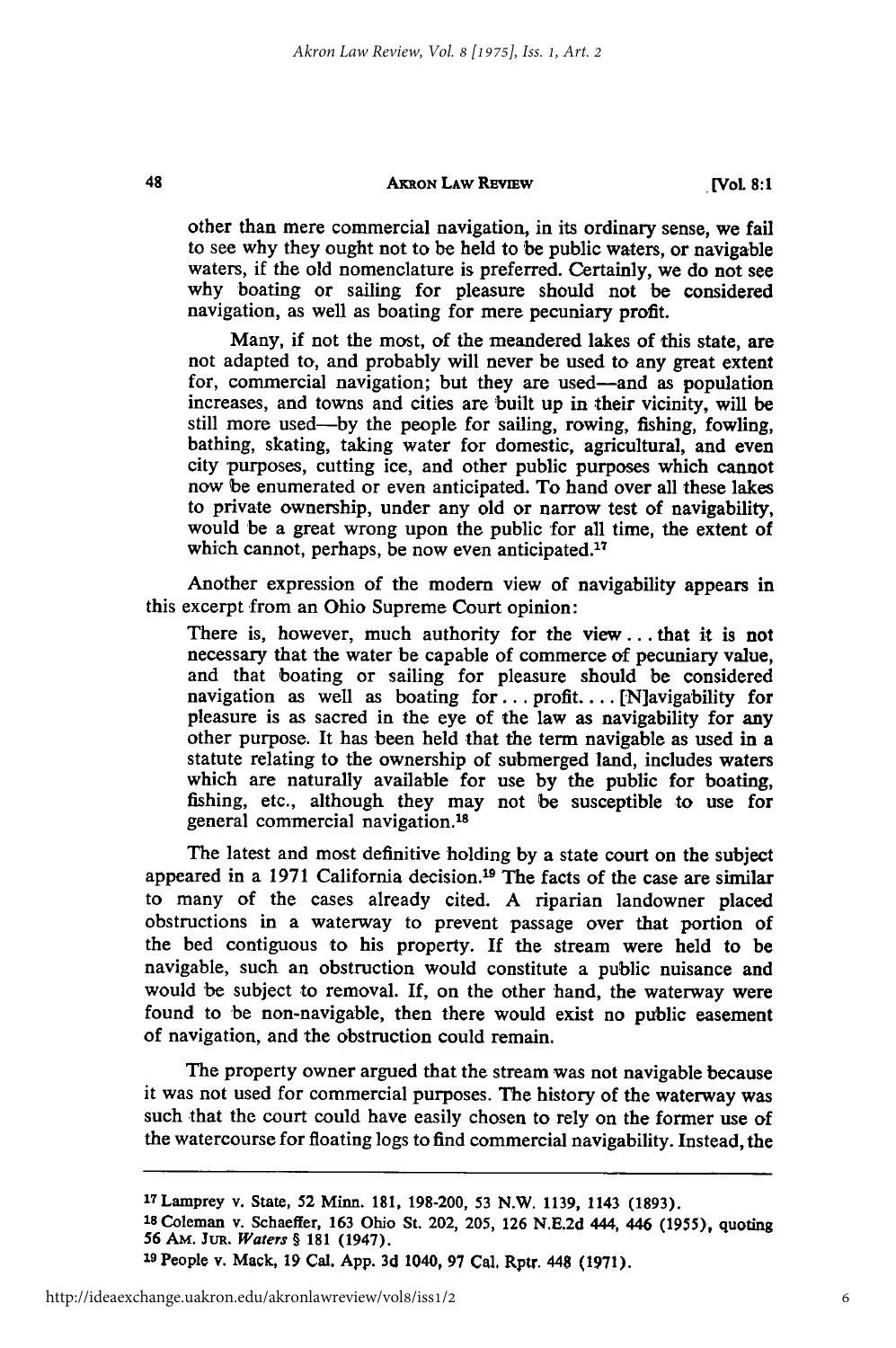other than mere commercial navigation, in its ordinary sense, we fail to see why they ought not to be held to be public waters, or navigable waters, if the old nomenclature is preferred. Certainly, we do not see why boating or sailing for pleasure should not be considered navigation, as well as boating for mere pecuniary profit.

Many, if not the most, of the meandered lakes of this state, are not adapted to, and probably will never be used to any great extent for, commercial navigation; but they are used—and as population increases, and towns and cities are built up in their vicinity, will be still more used—by the people for sailing, rowing, fishing, fowling, bathing, skating, taking water for domestic, agricultural, and even city purposes, cutting ice, and other public purposes which cannot now be enumerated or even anticipated. To hand over all these lakes to private ownership, under any old or narrow test of navigability, would be a great wrong upon the public for all time, the extent of which cannot, perhaps, be now even anticipated.[17]

Another expression of the modern view of navigability appears in this excerpt from an Ohio Supreme Court opinion:

> There is, however, much authority for the view . . . that it is not necessary that the water be capable of commerce of pecuniary value, and that boating or sailing for pleasure should be considered navigation as well as boating for . . . profit. . . . [N]avigability for pleasure is as sacred in the eye of the law as navigability for any other purpose. It has been held that the term navigable as used in a statute relating to the ownership of submerged land, includes waters which are naturally available for use by the public for boating, fishing, etc., although they may not be susceptible to use for general commercial navigation.[18]

The latest and most definitive holding by a state court on the subject appeared in a 1971 California decision.[19] The facts of the case are similar to many of the cases already cited. A riparian landowner placed obstructions in a waterway to prevent passage over that portion of the bed contiguous to his property. If the stream were held to be navigable, such an obstruction would constitute a public nuisance and would be subject to removal. If, on the other hand, the waterway were found to be non-navigable, then there would exist no public easement of navigation, and the obstruction could remain.

The property owner argued that the stream was not navigable because it was not used for commercial purposes. The history of the waterway was such that the court could have easily chosen to rely on the former use of the watercourse for floating logs to find commercial navigability. Instead, the

---

[17] Lamprey v. State, 52 Minn. 181, 198-200, 53 N.W. 1139, 1143 (1893).

[18] Coleman v. Schaeffer, 163 Ohio St. 202, 205, 126 N.E.2d 444, 446 (1955), quoting 56 Am. Jur. *Waters* § 181 (1947).

[19] People v. Mack, 19 Cal. App. 3d 1040, 97 Cal. Rptr. 448 (1971).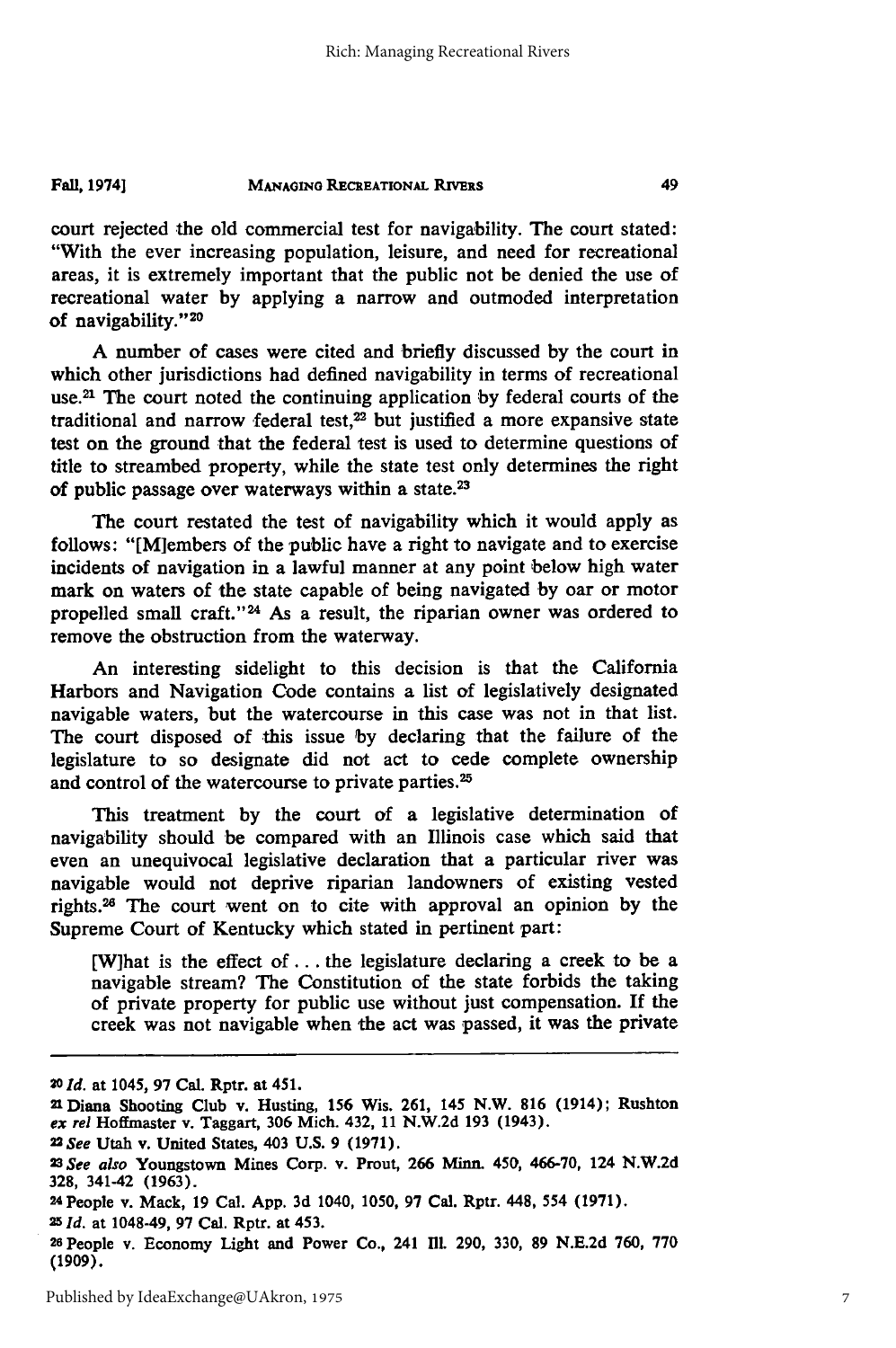court rejected the old commercial test for navigability. The court stated: "With the ever increasing population, leisure, and need for recreational areas, it is extremely important that the public not be denied the use of recreational water by applying a narrow and outmoded interpretation of navigability."[20]

A number of cases were cited and briefly discussed by the court in which other jurisdictions had defined navigability in terms of recreational use.[21] The court noted the continuing application by federal courts of the traditional and narrow federal test,[22] but justified a more expansive state test on the ground that the federal test is used to determine questions of title to streambed property, while the state test only determines the right of public passage over waterways within a state.[23]

The court restated the test of navigability which it would apply as follows: "[M]embers of the public have a right to navigate and to exercise incidents of navigation in a lawful manner at any point below high water mark on waters of the state capable of being navigated by oar or motor propelled small craft."[24] As a result, the riparian owner was ordered to remove the obstruction from the waterway.

An interesting sidelight to this decision is that the California Harbors and Navigation Code contains a list of legislatively designated navigable waters, but the watercourse in this case was not in that list. The court disposed of this issue by declaring that the failure of the legislature to so designate did not act to cede complete ownership and control of the watercourse to private parties.[25]

This treatment by the court of a legislative determination of navigability should be compared with an Illinois case which said that even an unequivocal legislative declaration that a particular river was navigable would not deprive riparian landowners of existing vested rights.[26] The court went on to cite with approval an opinion by the Supreme Court of Kentucky which stated in pertinent part:

> [W]hat is the effect of . . . the legislature declaring a creek to be a navigable stream? The Constitution of the state forbids the taking of private property for public use without just compensation. If the creek was not navigable when the act was passed, it was the private

---

[20] *Id.* at 1045, 97 Cal. Rptr. at 451.

[21] Diana Shooting Club v. Husting, 156 Wis. 261, 145 N.W. 816 (1914); Rushton *ex rel* Hoffmaster v. Taggart, 306 Mich. 432, 11 N.W.2d 193 (1943).

[22] *See* Utah v. United States, 403 U.S. 9 (1971).

[23] *See also* Youngstown Mines Corp. v. Prout, 266 Minn. 450, 466-70, 124 N.W.2d 328, 341-42 (1963).

[24] People v. Mack, 19 Cal. App. 3d 1040, 1050, 97 Cal. Rptr. 448, 554 (1971).

[25] *Id.* at 1048-49, 97 Cal. Rptr. at 453.

[26] People v. Economy Light and Power Co., 241 Ill. 290, 330, 89 N.E.2d 760, 770 (1909).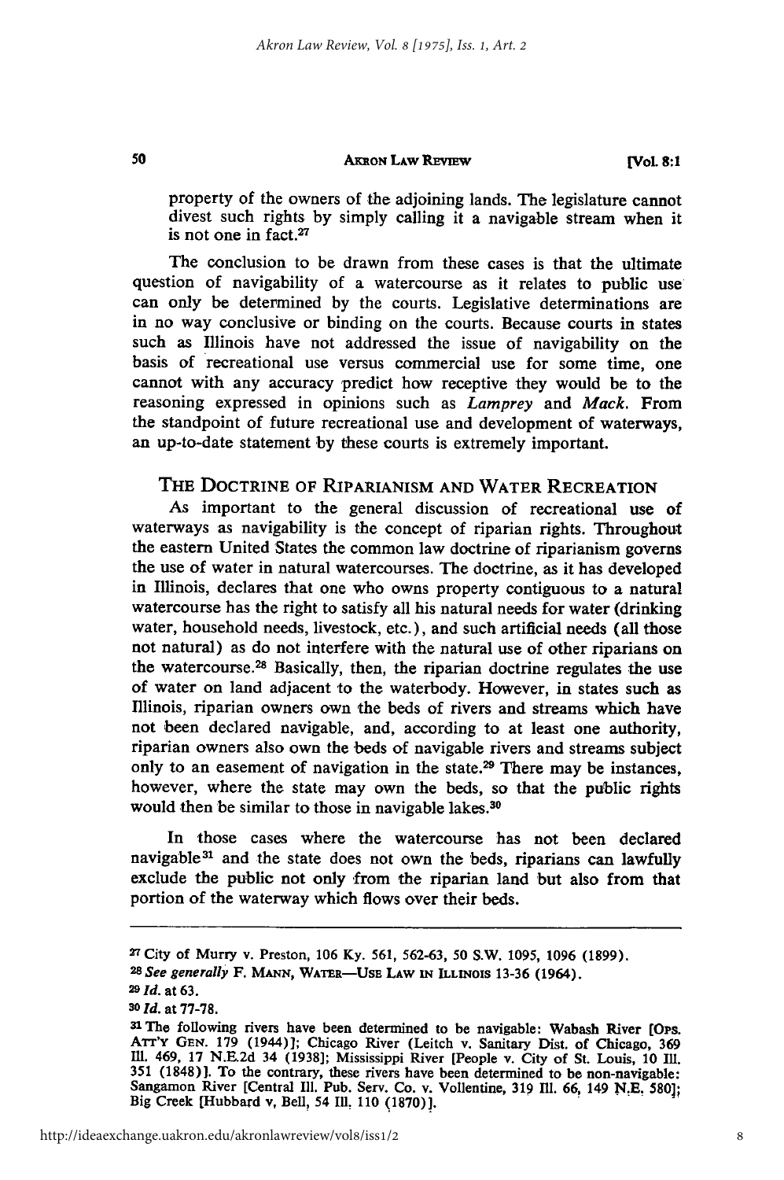property of the owners of the adjoining lands. The legislature cannot divest such rights by simply calling it a navigable stream when it is not one in fact.[27]

The conclusion to be drawn from these cases is that the ultimate question of navigability of a watercourse as it relates to public use can only be determined by the courts. Legislative determinations are in no way conclusive or binding on the courts. Because courts in states such as Illinois have not addressed the issue of navigability on the basis of recreational use versus commercial use for some time, one cannot with any accuracy predict how receptive they would be to the reasoning expressed in opinions such as *Lamprey* and *Mack*. From the standpoint of future recreational use and development of waterways, an up-to-date statement by these courts is extremely important.

## THE DOCTRINE OF RIPARIANISM AND WATER RECREATION

As important to the general discussion of recreational use of waterways as navigability is the concept of riparian rights. Throughout the eastern United States the common law doctrine of riparianism governs the use of water in natural watercourses. The doctrine, as it has developed in Illinois, declares that one who owns property contiguous to a natural watercourse has the right to satisfy all his natural needs for water (drinking water, household needs, livestock, etc.), and such artificial needs (all those not natural) as do not interfere with the natural use of other riparians on the watercourse.[28] Basically, then, the riparian doctrine regulates the use of water on land adjacent to the waterbody. However, in states such as Illinois, riparian owners own the beds of rivers and streams which have not been declared navigable, and, according to at least one authority, riparian owners also own the beds of navigable rivers and streams subject only to an easement of navigation in the state.[29] There may be instances, however, where the state may own the beds, so that the public rights would then be similar to those in navigable lakes.[30]

In those cases where the watercourse has not been declared navigable[31] and the state does not own the beds, riparians can lawfully exclude the public not only from the riparian land but also from that portion of the waterway which flows over their beds.

---

[27] City of Murry v. Preston, 106 Ky. 561, 562-63, 50 S.W. 1095, 1096 (1899).

[28] *See generally* F. MANN, WATER—USE LAW IN ILLINOIS 13-36 (1964).

[29] *Id.* at 63.

[30] *Id.* at 77-78.

[31] The following rivers have been determined to be navigable: Wabash River [OPS. ATT'Y GEN. 179 (1944)]; Chicago River (Leitch v. Sanitary Dist. of Chicago, 369 Ill. 469, 17 N.E.2d 34 (1938]; Mississippi River [People v. City of St. Louis, 10 Ill. 351 (1848)]. To the contrary, these rivers have been determined to be non-navigable: Sangamon River [Central Ill. Pub. Serv. Co. v. Vollentine, 319 Ill. 66, 149 N.E. 580]; Big Creek [Hubbard v, Bell, 54 Ill. 110 (1870)].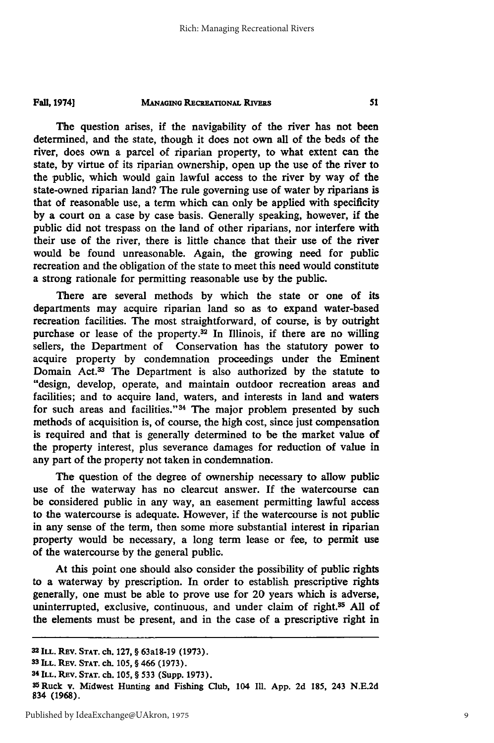The question arises, if the navigability of the river has not been determined, and the state, though it does not own all of the beds of the river, does own a parcel of riparian property, to what extent can the state, by virtue of its riparian ownership, open up the use of the river to the public, which would gain lawful access to the river by way of the state-owned riparian land? The rule governing use of water by riparians is that of reasonable use, a term which can only be applied with specificity by a court on a case by case basis. Generally speaking, however, if the public did not trespass on the land of other riparians, nor interfere with their use of the river, there is little chance that their use of the river would be found unreasonable. Again, the growing need for public recreation and the obligation of the state to meet this need would constitute a strong rationale for permitting reasonable use by the public.

There are several methods by which the state or one of its departments may acquire riparian land so as to expand water-based recreation facilities. The most straightforward, of course, is by outright purchase or lease of the property.[32] In Illinois, if there are no willing sellers, the Department of Conservation has the statutory power to acquire property by condemnation proceedings under the Eminent Domain Act.[33] The Department is also authorized by the statute to "design, develop, operate, and maintain outdoor recreation areas and facilities; and to acquire land, waters, and interests in land and waters for such areas and facilities."[34] The major problem presented by such methods of acquisition is, of course, the high cost, since just compensation is required and that is generally determined to be the market value of the property interest, plus severance damages for reduction of value in any part of the property not taken in condemnation.

The question of the degree of ownership necessary to allow public use of the waterway has no clearcut answer. If the watercourse can be considered public in any way, an easement permitting lawful access to the watercourse is adequate. However, if the watercourse is not public in any sense of the term, then some more substantial interest in riparian property would be necessary, a long term lease or fee, to permit use of the watercourse by the general public.

At this point one should also consider the possibility of public rights to a waterway by prescription. In order to establish prescriptive rights generally, one must be able to prove use for 20 years which is adverse, uninterrupted, exclusive, continuous, and under claim of right.[35] All of the elements must be present, and in the case of a prescriptive right in

---

[32] ILL. REV. STAT. ch. 127, § 63a18-19 (1973).

[33] ILL. REV. STAT. ch. 105, § 466 (1973).

[34] ILL. REV. STAT. ch. 105, § 533 (Supp. 1973).

[35] Ruck v. Midwest Hunting and Fishing Club, 104 Ill. App. 2d 185, 243 N.E.2d 834 (1968).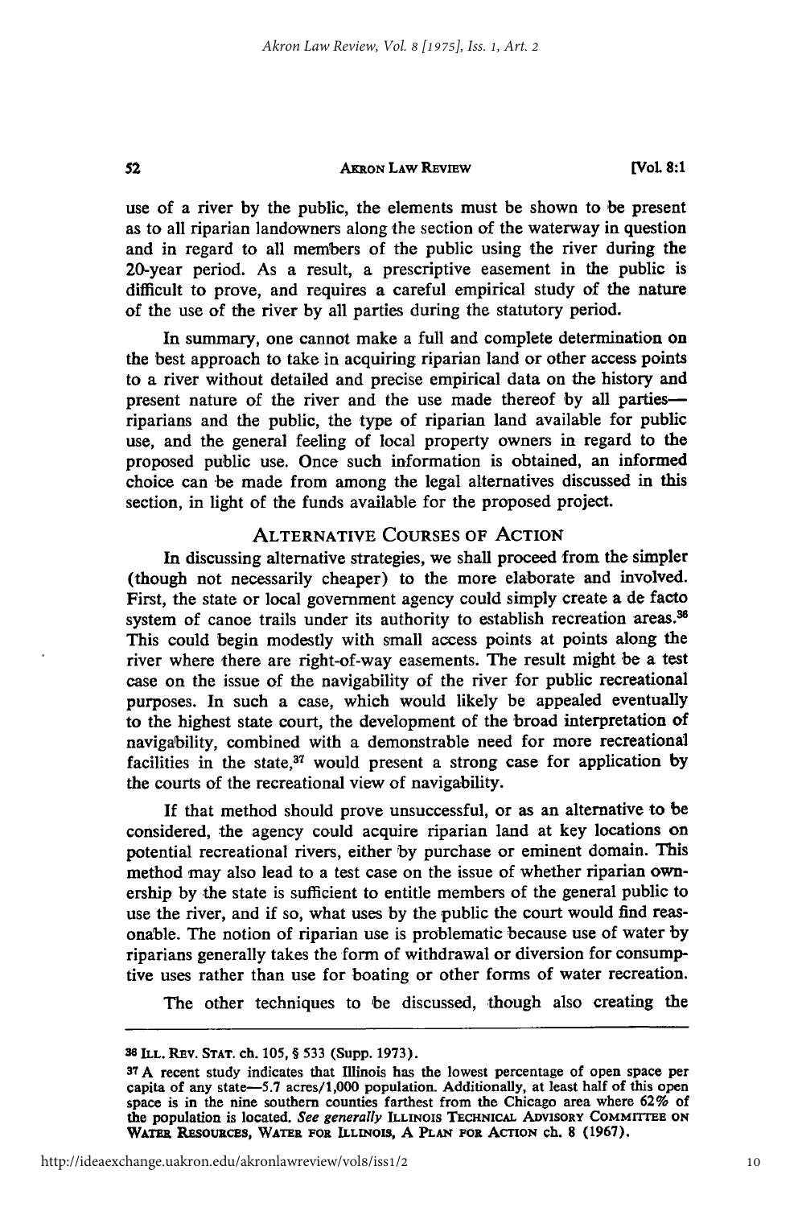use of a river by the public, the elements must be shown to be present as to all riparian landowners along the section of the waterway in question and in regard to all members of the public using the river during the 20-year period. As a result, a prescriptive easement in the public is difficult to prove, and requires a careful empirical study of the nature of the use of the river by all parties during the statutory period.

In summary, one cannot make a full and complete determination on the best approach to take in acquiring riparian land or other access points to a river without detailed and precise empirical data on the history and present nature of the river and the use made thereof by all parties—riparians and the public, the type of riparian land available for public use, and the general feeling of local property owners in regard to the proposed public use. Once such information is obtained, an informed choice can be made from among the legal alternatives discussed in this section, in light of the funds available for the proposed project.

## ALTERNATIVE COURSES OF ACTION

In discussing alternative strategies, we shall proceed from the simpler (though not necessarily cheaper) to the more elaborate and involved. First, the state or local government agency could simply create a de facto system of canoe trails under its authority to establish recreation areas.[36] This could begin modestly with small access points at points along the river where there are right-of-way easements. The result might be a test case on the issue of the navigability of the river for public recreational purposes. In such a case, which would likely be appealed eventually to the highest state court, the development of the broad interpretation of navigability, combined with a demonstrable need for more recreational facilities in the state,[37] would present a strong case for application by the courts of the recreational view of navigability.

If that method should prove unsuccessful, or as an alternative to be considered, the agency could acquire riparian land at key locations on potential recreational rivers, either by purchase or eminent domain. This method may also lead to a test case on the issue of whether riparian ownership by the state is sufficient to entitle members of the general public to use the river, and if so, what uses by the public the court would find reasonable. The notion of riparian use is problematic because use of water by riparians generally takes the form of withdrawal or diversion for consumptive uses rather than use for boating or other forms of water recreation.

The other techniques to be discussed, though also creating the

---

[36] ILL. REV. STAT. ch. 105, § 533 (Supp. 1973).

[37] A recent study indicates that Illinois has the lowest percentage of open space per capita of any state—5.7 acres/1,000 population. Additionally, at least half of this open space is in the nine southern counties farthest from the Chicago area where 62% of the population is located. *See generally* ILLINOIS TECHNICAL ADVISORY COMMITTEE ON WATER RESOURCES, WATER FOR ILLINOIS, A PLAN FOR ACTION ch. 8 (1967).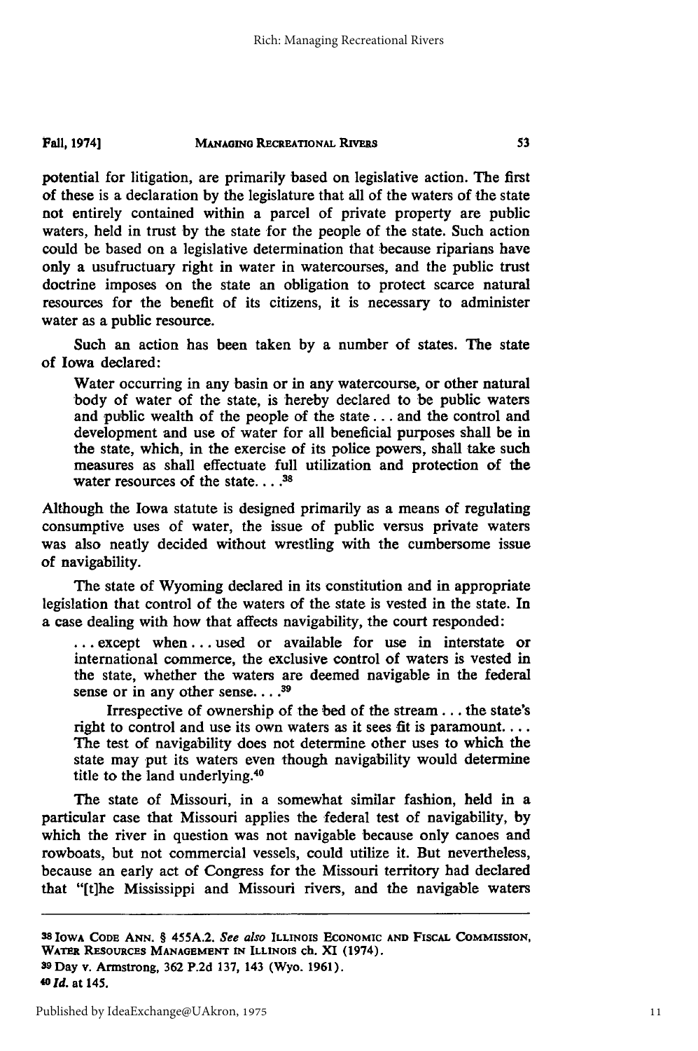potential for litigation, are primarily based on legislative action. The first of these is a declaration by the legislature that all of the waters of the state not entirely contained within a parcel of private property are public waters, held in trust by the state for the people of the state. Such action could be based on a legislative determination that because riparians have only a usufructuary right in water in watercourses, and the public trust doctrine imposes on the state an obligation to protect scarce natural resources for the benefit of its citizens, it is necessary to administer water as a public resource.

Such an action has been taken by a number of states. The state of Iowa declared:

> Water occurring in any basin or in any watercourse, or other natural body of water of the state, is hereby declared to be public waters and public wealth of the people of the state . . . and the control and development and use of water for all beneficial purposes shall be in the state, which, in the exercise of its police powers, shall take such measures as shall effectuate full utilization and protection of the water resources of the state. . . .[38]

Although the Iowa statute is designed primarily as a means of regulating consumptive uses of water, the issue of public versus private waters was also neatly decided without wrestling with the cumbersome issue of navigability.

The state of Wyoming declared in its constitution and in appropriate legislation that control of the waters of the state is vested in the state. In a case dealing with how that affects navigability, the court responded:

> . . . except when . . . used or available for use in interstate or international commerce, the exclusive control of waters is vested in the state, whether the waters are deemed navigable in the federal sense or in any other sense. . . .[39]
>
> Irrespective of ownership of the bed of the stream . . . the state's right to control and use its own waters as it sees fit is paramount. . . . The test of navigability does not determine other uses to which the state may put its waters even though navigability would determine title to the land underlying.[40]

The state of Missouri, in a somewhat similar fashion, held in a particular case that Missouri applies the federal test of navigability, by which the river in question was not navigable because only canoes and rowboats, but not commercial vessels, could utilize it. But nevertheless, because an early act of Congress for the Missouri territory had declared that "[t]he Mississippi and Missouri rivers, and the navigable waters

---

[38] IOWA CODE ANN. § 455A.2. *See also* ILLINOIS ECONOMIC AND FISCAL COMMISSION, WATER RESOURCES MANAGEMENT IN ILLINOIS ch. XI (1974).

[39] Day v. Armstrong, 362 P.2d 137, 143 (Wyo. 1961).

[40] *Id.* at 145.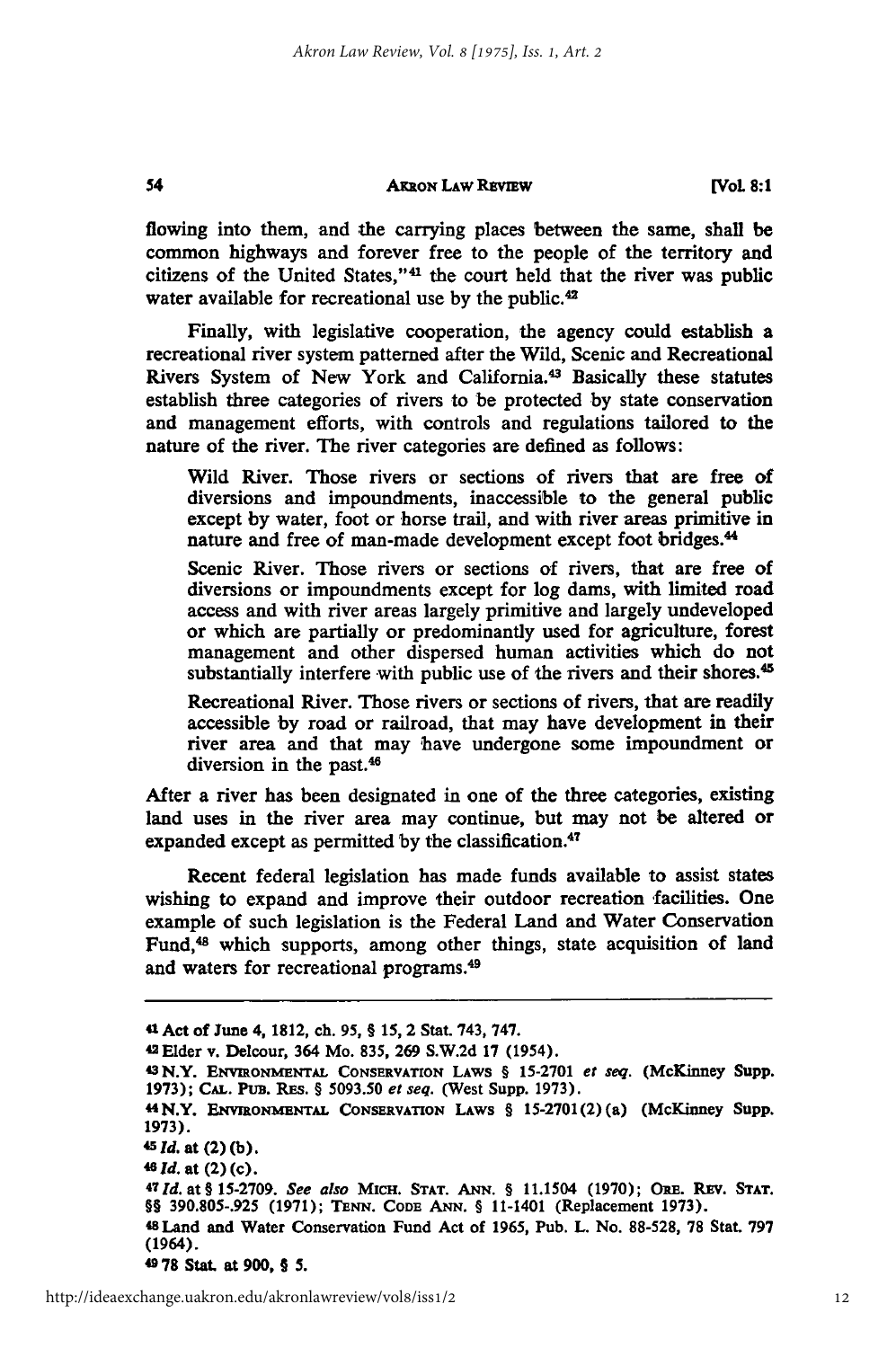flowing into them, and the carrying places between the same, shall be common highways and forever free to the people of the territory and citizens of the United States,"[41] the court held that the river was public water available for recreational use by the public.[42]

Finally, with legislative cooperation, the agency could establish a recreational river system patterned after the Wild, Scenic and Recreational Rivers System of New York and California.[43] Basically these statutes establish three categories of rivers to be protected by state conservation and management efforts, with controls and regulations tailored to the nature of the river. The river categories are defined as follows:

> Wild River. Those rivers or sections of rivers that are free of diversions and impoundments, inaccessible to the general public except by water, foot or horse trail, and with river areas primitive in nature and free of man-made development except foot bridges.[44]
>
> Scenic River. Those rivers or sections of rivers, that are free of diversions or impoundments except for log dams, with limited road access and with river areas largely primitive and largely undeveloped or which are partially or predominantly used for agriculture, forest management and other dispersed human activities which do not substantially interfere with public use of the rivers and their shores.[45]
>
> Recreational River. Those rivers or sections of rivers, that are readily accessible by road or railroad, that may have development in their river area and that may have undergone some impoundment or diversion in the past.[46]

After a river has been designated in one of the three categories, existing land uses in the river area may continue, but may not be altered or expanded except as permitted by the classification.[47]

Recent federal legislation has made funds available to assist states wishing to expand and improve their outdoor recreation facilities. One example of such legislation is the Federal Land and Water Conservation Fund,[48] which supports, among other things, state acquisition of land and waters for recreational programs.[49]

---

[41] Act of June 4, 1812, ch. 95, § 15, 2 Stat. 743, 747.

[42] Elder v. Delcour, 364 Mo. 835, 269 S.W.2d 17 (1954).

[43] N.Y. ENVIRONMENTAL CONSERVATION LAWS § 15-2701 *et seq.* (McKinney Supp. 1973); CAL. PUB. RES. § 5093.50 *et seq.* (West Supp. 1973).

[44] N.Y. ENVIRONMENTAL CONSERVATION LAWS § 15-2701(2)(a) (McKinney Supp. 1973).

[45] *Id.* at (2)(b).

[46] *Id.* at (2)(c).

[47] *Id.* at § 15-2709. *See also* MICH. STAT. ANN. § 11.1504 (1970); ORE. REV. STAT. §§ 390.805-.925 (1971); TENN. CODE ANN. § 11-1401 (Replacement 1973).

[48] Land and Water Conservation Fund Act of 1965, Pub. L. No. 88-528, 78 Stat. 797 (1964).

[49] 78 Stat. at 900, § 5.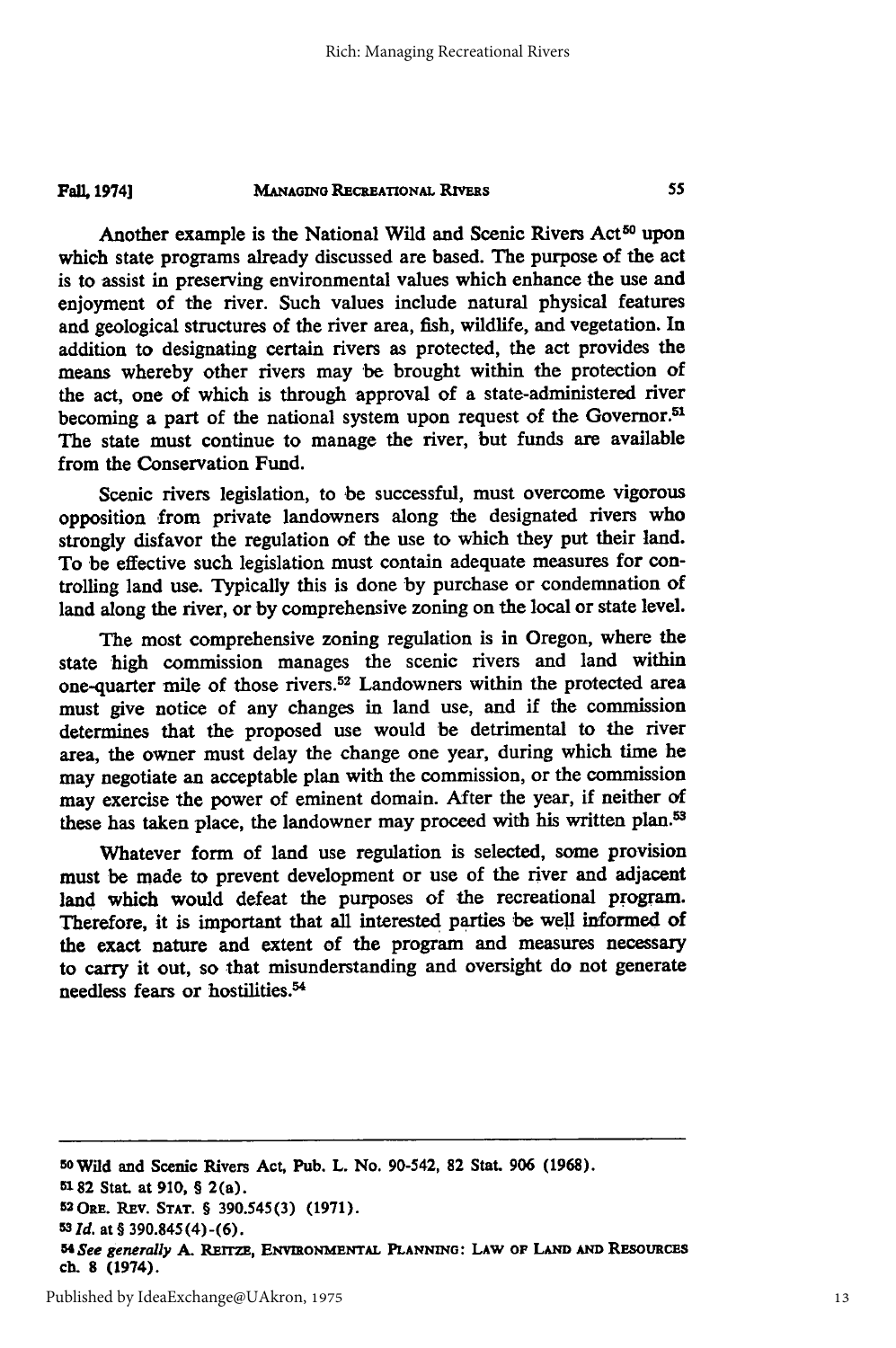Another example is the National Wild and Scenic Rivers Act[50] upon which state programs already discussed are based. The purpose of the act is to assist in preserving environmental values which enhance the use and enjoyment of the river. Such values include natural physical features and geological structures of the river area, fish, wildlife, and vegetation. In addition to designating certain rivers as protected, the act provides the means whereby other rivers may be brought within the protection of the act, one of which is through approval of a state-administered river becoming a part of the national system upon request of the Governor.[51] The state must continue to manage the river, but funds are available from the Conservation Fund.

Scenic rivers legislation, to be successful, must overcome vigorous opposition from private landowners along the designated rivers who strongly disfavor the regulation of the use to which they put their land. To be effective such legislation must contain adequate measures for controlling land use. Typically this is done by purchase or condemnation of land along the river, or by comprehensive zoning on the local or state level.

The most comprehensive zoning regulation is in Oregon, where the state high commission manages the scenic rivers and land within one-quarter mile of those rivers.[52] Landowners within the protected area must give notice of any changes in land use, and if the commission determines that the proposed use would be detrimental to the river area, the owner must delay the change one year, during which time he may negotiate an acceptable plan with the commission, or the commission may exercise the power of eminent domain. After the year, if neither of these has taken place, the landowner may proceed with his written plan.[53]

Whatever form of land use regulation is selected, some provision must be made to prevent development or use of the river and adjacent land which would defeat the purposes of the recreational program. Therefore, it is important that all interested parties be well informed of the exact nature and extent of the program and measures necessary to carry it out, so that misunderstanding and oversight do not generate needless fears or hostilities.[54]

---

[50] Wild and Scenic Rivers Act, Pub. L. No. 90-542, 82 Stat. 906 (1968).

[51] 82 Stat. at 910, § 2(a).

[52] ORE. REV. STAT. § 390.545(3) (1971).

[53] *Id.* at § 390.845(4)-(6).

[54] *See generally* A. REITZE, ENVIRONMENTAL PLANNING: LAW OF LAND AND RESOURCES ch. 8 (1974).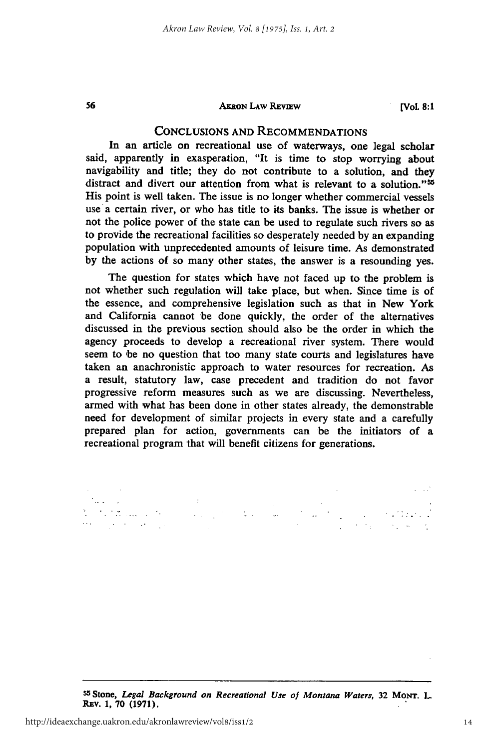## CONCLUSIONS AND RECOMMENDATIONS

In an article on recreational use of waterways, one legal scholar said, apparently in exasperation, "It is time to stop worrying about navigability and title; they do not contribute to a solution, and they distract and divert our attention from what is relevant to a solution."[55] His point is well taken. The issue is no longer whether commercial vessels use a certain river, or who has title to its banks. The issue is whether or not the police power of the state can be used to regulate such rivers so as to provide the recreational facilities so desperately needed by an expanding population with unprecedented amounts of leisure time. As demonstrated by the actions of so many other states, the answer is a resounding yes.

The question for states which have not faced up to the problem is not whether such regulation will take place, but when. Since time is of the essence, and comprehensive legislation such as that in New York and California cannot be done quickly, the order of the alternatives discussed in the previous section should also be the order in which the agency proceeds to develop a recreational river system. There would seem to be no question that too many state courts and legislatures have taken an anachronistic approach to water resources for recreation. As a result, statutory law, case precedent and tradition do not favor progressive reform measures such as we are discussing. Nevertheless, armed with what has been done in other states already, the demonstrable need for development of similar projects in every state and a carefully prepared plan for action, governments can be the initiators of a recreational program that will benefit citizens for generations.

---

[55] Stone, *Legal Background on Recreational Use of Montana Waters*, 32 MONT. L. REV. 1, 70 (1971).